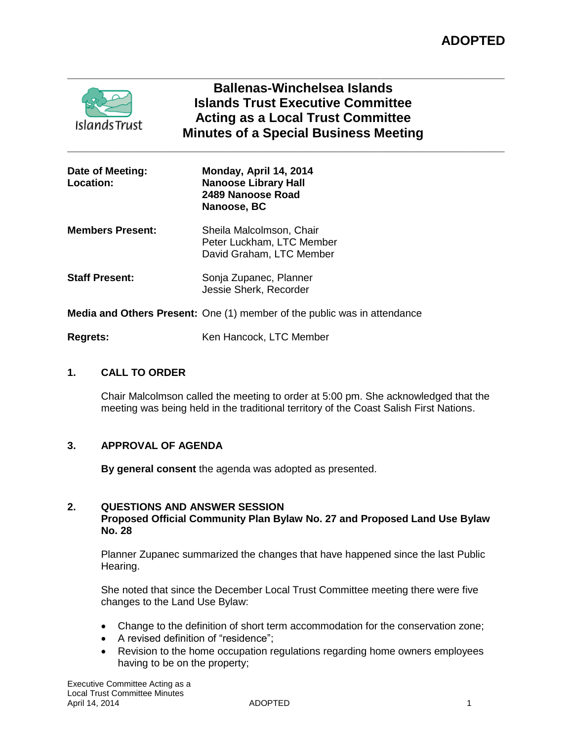**ADOPTED**

# Ballenas-Winchelsea Islands
# Islands Trust Executive Committee
# Acting as a Local Trust Committee
# Minutes of a Special Business Meeting

**Date of Meeting:** **Monday, April 14, 2014**

**Location:** **Nanoose Library Hall**
**2489 Nanoose Road**
**Nanoose, BC**

**Members Present:** Sheila Malcolmson, Chair
Peter Luckham, LTC Member
David Graham, LTC Member

**Staff Present:** Sonja Zupanec, Planner
Jessie Sherk, Recorder

**Media and Others Present:** One (1) member of the public was in attendance

**Regrets:** Ken Hancock, LTC Member

## 1. CALL TO ORDER

Chair Malcolmson called the meeting to order at 5:00 pm. She acknowledged that the meeting was being held in the traditional territory of the Coast Salish First Nations.

## 3. APPROVAL OF AGENDA

**By general consent** the agenda was adopted as presented.

## 2. QUESTIONS AND ANSWER SESSION
**Proposed Official Community Plan Bylaw No. 27 and Proposed Land Use Bylaw No. 28**

Planner Zupanec summarized the changes that have happened since the last Public Hearing.

She noted that since the December Local Trust Committee meeting there were five changes to the Land Use Bylaw:

- Change to the definition of short term accommodation for the conservation zone;
- A revised definition of "residence";
- Revision to the home occupation regulations regarding home owners employees having to be on the property;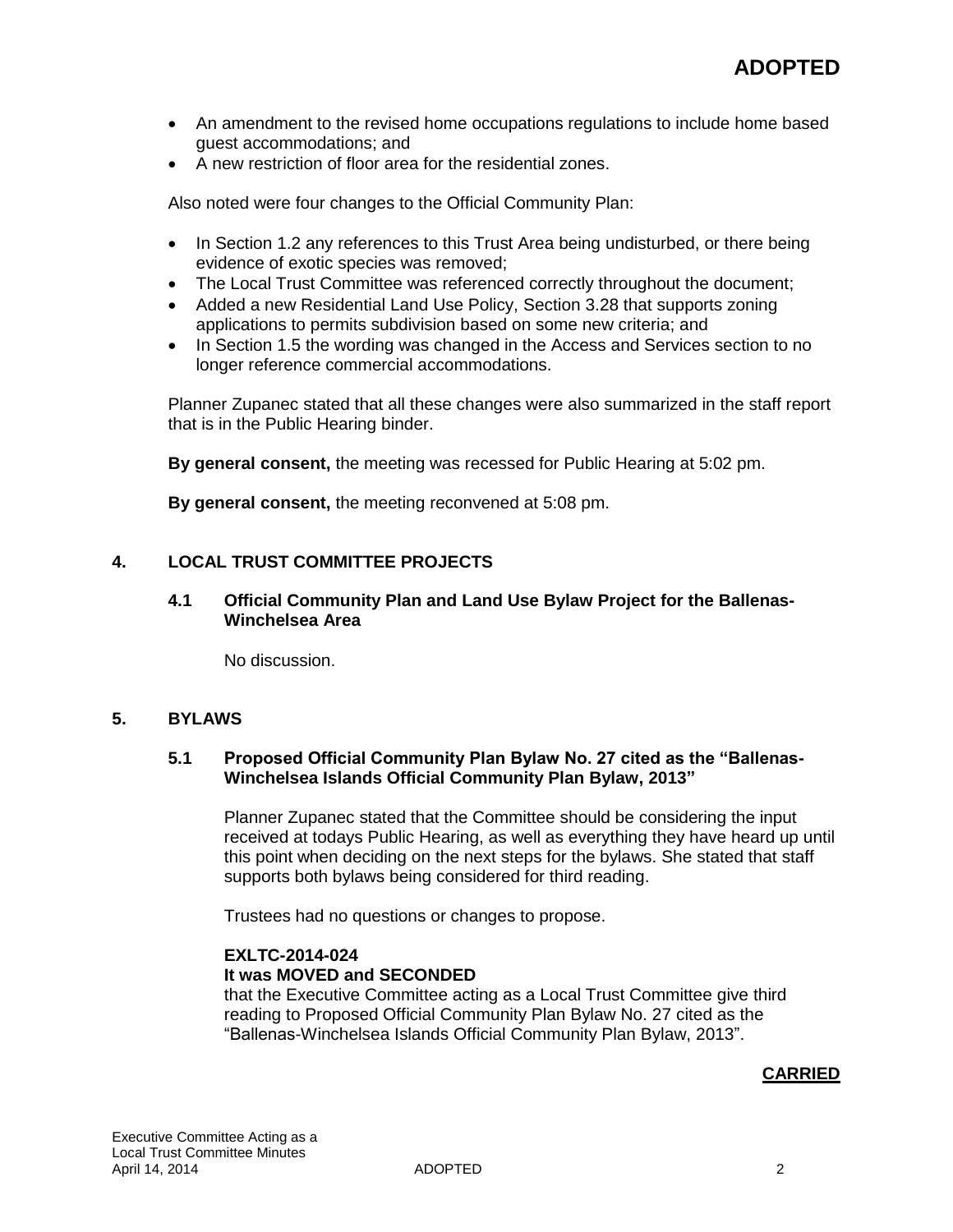- An amendment to the revised home occupations regulations to include home based guest accommodations; and
- A new restriction of floor area for the residential zones.

Also noted were four changes to the Official Community Plan:

- In Section 1.2 any references to this Trust Area being undisturbed, or there being evidence of exotic species was removed;
- The Local Trust Committee was referenced correctly throughout the document;
- Added a new Residential Land Use Policy, Section 3.28 that supports zoning applications to permits subdivision based on some new criteria; and
- In Section 1.5 the wording was changed in the Access and Services section to no longer reference commercial accommodations.

Planner Zupanec stated that all these changes were also summarized in the staff report that is in the Public Hearing binder.

**By general consent,** the meeting was recessed for Public Hearing at 5:02 pm.

**By general consent,** the meeting reconvened at 5:08 pm.

## 4. LOCAL TRUST COMMITTEE PROJECTS

### 4.1 Official Community Plan and Land Use Bylaw Project for the Ballenas-Winchelsea Area

No discussion.

## 5. BYLAWS

### 5.1 Proposed Official Community Plan Bylaw No. 27 cited as the "Ballenas-Winchelsea Islands Official Community Plan Bylaw, 2013"

Planner Zupanec stated that the Committee should be considering the input received at todays Public Hearing, as well as everything they have heard up until this point when deciding on the next steps for the bylaws. She stated that staff supports both bylaws being considered for third reading.

Trustees had no questions or changes to propose.

**EXLTC-2014-024**
**It was MOVED and SECONDED**
that the Executive Committee acting as a Local Trust Committee give third reading to Proposed Official Community Plan Bylaw No. 27 cited as the "Ballenas-Winchelsea Islands Official Community Plan Bylaw, 2013".

**CARRIED**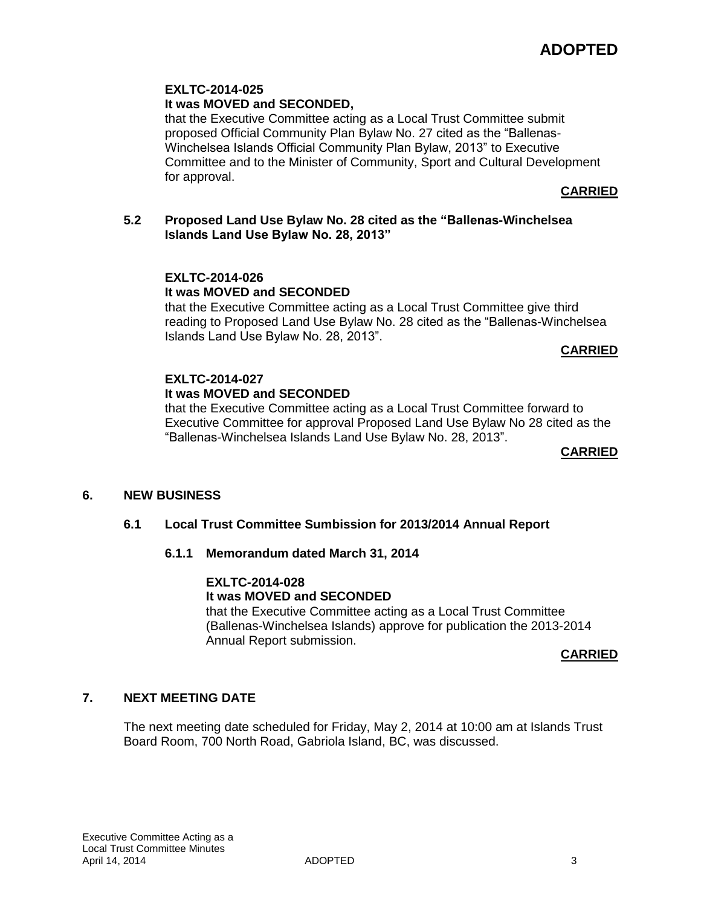**ADOPTED**

**EXLTC-2014-025**
**It was MOVED and SECONDED,**
that the Executive Committee acting as a Local Trust Committee submit proposed Official Community Plan Bylaw No. 27 cited as the "Ballenas-Winchelsea Islands Official Community Plan Bylaw, 2013" to Executive Committee and to the Minister of Community, Sport and Cultural Development for approval.

**CARRIED**

### 5.2 Proposed Land Use Bylaw No. 28 cited as the "Ballenas-Winchelsea Islands Land Use Bylaw No. 28, 2013"

**EXLTC-2014-026**
**It was MOVED and SECONDED**
that the Executive Committee acting as a Local Trust Committee give third reading to Proposed Land Use Bylaw No. 28 cited as the "Ballenas-Winchelsea Islands Land Use Bylaw No. 28, 2013".

**CARRIED**

**EXLTC-2014-027**
**It was MOVED and SECONDED**
that the Executive Committee acting as a Local Trust Committee forward to Executive Committee for approval Proposed Land Use Bylaw No 28 cited as the "Ballenas-Winchelsea Islands Land Use Bylaw No. 28, 2013".

**CARRIED**

## 6. NEW BUSINESS

### 6.1 Local Trust Committee Sumbission for 2013/2014 Annual Report

#### 6.1.1 Memorandum dated March 31, 2014

**EXLTC-2014-028**
**It was MOVED and SECONDED**
that the Executive Committee acting as a Local Trust Committee (Ballenas-Winchelsea Islands) approve for publication the 2013-2014 Annual Report submission.

**CARRIED**

## 7. NEXT MEETING DATE

The next meeting date scheduled for Friday, May 2, 2014 at 10:00 am at Islands Trust Board Room, 700 North Road, Gabriola Island, BC, was discussed.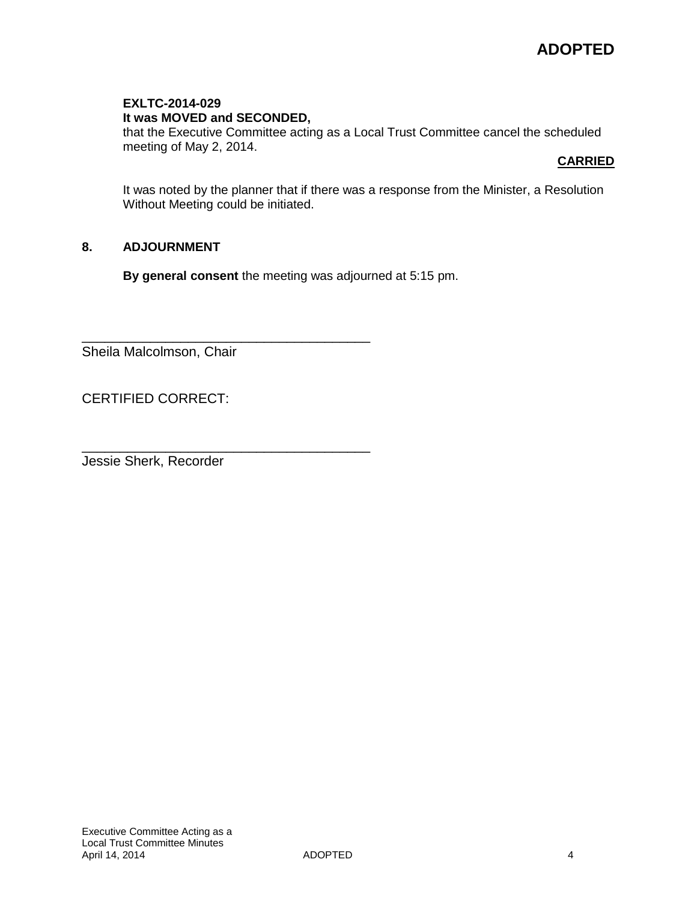**ADOPTED**

**EXLTC-2014-029**
**It was MOVED and SECONDED,**
that the Executive Committee acting as a Local Trust Committee cancel the scheduled meeting of May 2, 2014.

**CARRIED**

It was noted by the planner that if there was a response from the Minister, a Resolution Without Meeting could be initiated.

## 8. ADJOURNMENT

**By general consent** the meeting was adjourned at 5:15 pm.

_______________________________________
Sheila Malcolmson, Chair

CERTIFIED CORRECT:

_______________________________________
Jessie Sherk, Recorder